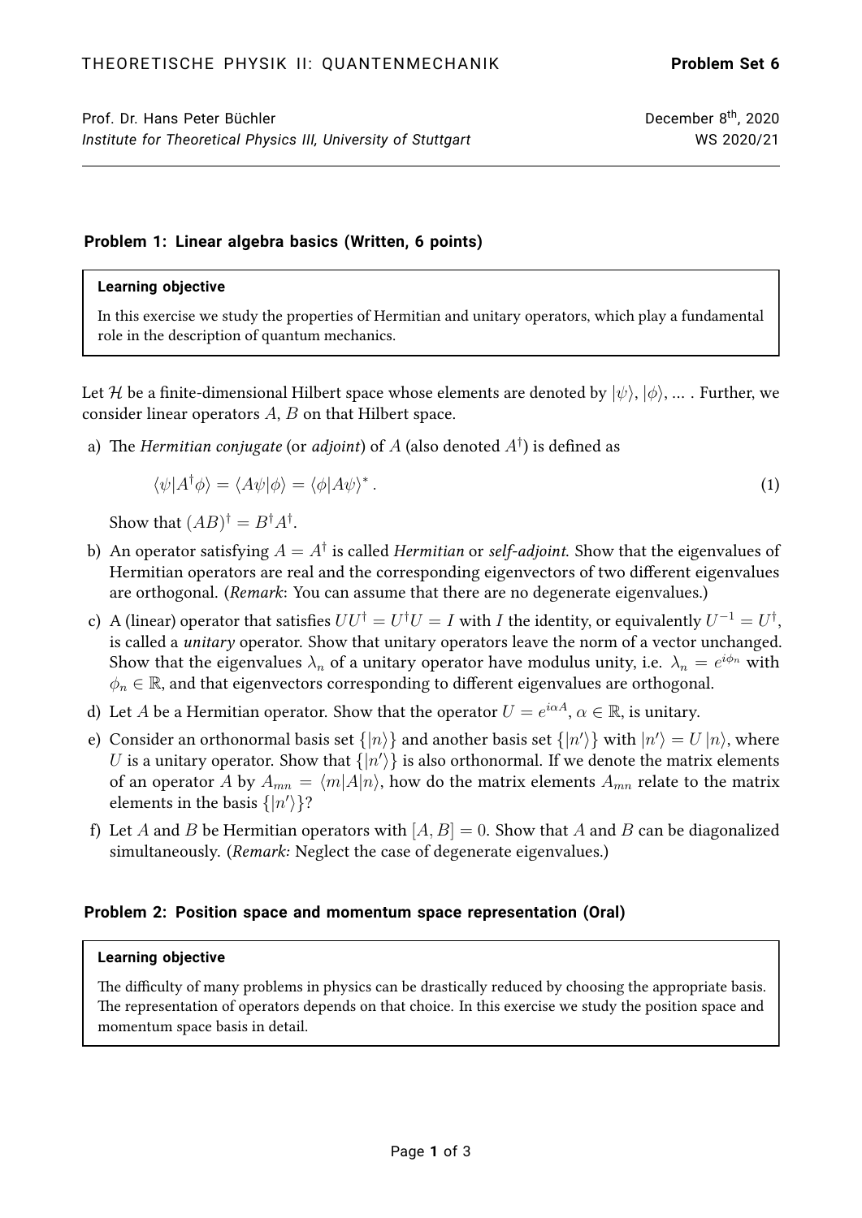THEORETISCHE PHYSIK II: QUANTENMECHANIK **Problem Set 6**

Prof. Dr. Hans Peter Büchler December 8th, 2020
*Institute for Theoretical Physics III, University of Stuttgart* WS 2020/21

## Problem 1: Linear algebra basics (Written, 6 points)

> **Learning objective**
>
> In this exercise we study the properties of Hermitian and unitary operators, which play a fundamental role in the description of quantum mechanics.

Let $\mathcal{H}$ be a finite-dimensional Hilbert space whose elements are denoted by $|\psi\rangle$, $|\phi\rangle$, ... . Further, we consider linear operators $A$, $B$ on that Hilbert space.

a) The *Hermitian conjugate* (or *adjoint*) of $A$ (also denoted $A^\dagger$) is defined as

$$\langle\psi|A^\dagger\phi\rangle = \langle A\psi|\phi\rangle = \langle\phi|A\psi\rangle^* . \tag{1}$$

Show that $(AB)^\dagger = B^\dagger A^\dagger$.

b) An operator satisfying $A = A^\dagger$ is called *Hermitian* or *self-adjoint*. Show that the eigenvalues of Hermitian operators are real and the corresponding eigenvectors of two different eigenvalues are orthogonal. (*Remark*: You can assume that there are no degenerate eigenvalues.)

c) A (linear) operator that satisfies $UU^\dagger = U^\dagger U = I$ with $I$ the identity, or equivalently $U^{-1} = U^\dagger$, is called a *unitary* operator. Show that unitary operators leave the norm of a vector unchanged. Show that the eigenvalues $\lambda_n$ of a unitary operator have modulus unity, i.e. $\lambda_n = e^{i\phi_n}$ with $\phi_n \in \mathbb{R}$, and that eigenvectors corresponding to different eigenvalues are orthogonal.

d) Let $A$ be a Hermitian operator. Show that the operator $U = e^{i\alpha A}$, $\alpha \in \mathbb{R}$, is unitary.

e) Consider an orthonormal basis set $\{|n\rangle\}$ and another basis set $\{|n'\rangle\}$ with $|n'\rangle = U|n\rangle$, where $U$ is a unitary operator. Show that $\{|n'\rangle\}$ is also orthonormal. If we denote the matrix elements of an operator $A$ by $A_{mn} = \langle m|A|n\rangle$, how do the matrix elements $A_{mn}$ relate to the matrix elements in the basis $\{|n'\rangle\}$?

f) Let $A$ and $B$ be Hermitian operators with $[A, B] = 0$. Show that $A$ and $B$ can be diagonalized simultaneously. (*Remark:* Neglect the case of degenerate eigenvalues.)

## Problem 2: Position space and momentum space representation (Oral)

> **Learning objective**
>
> The difficulty of many problems in physics can be drastically reduced by choosing the appropriate basis. The representation of operators depends on that choice. In this exercise we study the position space and momentum space basis in detail.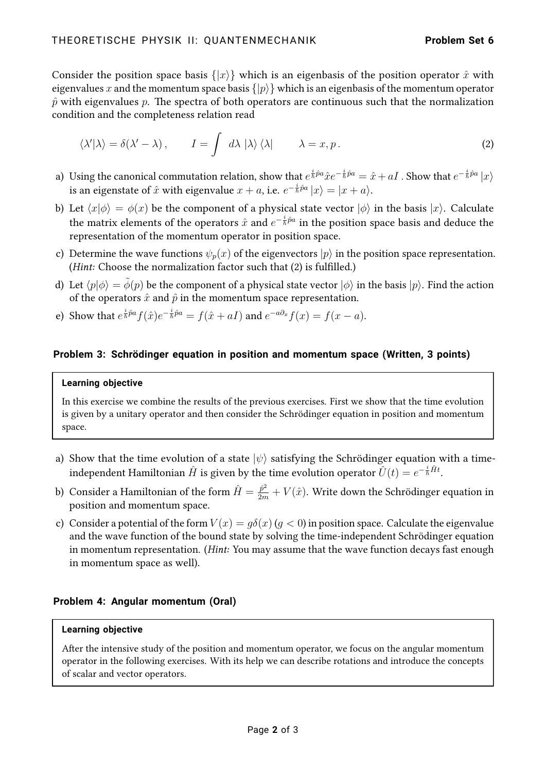Consider the position space basis $\{|x\rangle\}$ which is an eigenbasis of the position operator $\hat{x}$ with eigenvalues $x$ and the momentum space basis $\{|p\rangle\}$ which is an eigenbasis of the momentum operator $\hat{p}$ with eigenvalues $p$. The spectra of both operators are continuous such that the normalization condition and the completeness relation read

$$\langle\lambda'|\lambda\rangle = \delta(\lambda' - \lambda)\,, \qquad I = \int\, d\lambda\, |\lambda\rangle\langle\lambda| \qquad \lambda = x, p\,. \tag{2}$$

a) Using the canonical commutation relation, show that $e^{\frac{i}{\hbar}\hat{p}a}\hat{x}e^{-\frac{i}{\hbar}\hat{p}a} = \hat{x} + aI$ . Show that $e^{-\frac{i}{\hbar}\hat{p}a}|x\rangle$ is an eigenstate of $\hat{x}$ with eigenvalue $x+a$, i.e. $e^{-\frac{i}{\hbar}\hat{p}a}|x\rangle = |x+a\rangle$.

b) Let $\langle x|\phi\rangle = \phi(x)$ be the component of a physical state vector $|\phi\rangle$ in the basis $|x\rangle$. Calculate the matrix elements of the operators $\hat{x}$ and $e^{-\frac{i}{\hbar}\hat{p}a}$ in the position space basis and deduce the representation of the momentum operator in position space.

c) Determine the wave functions $\psi_p(x)$ of the eigenvectors $|p\rangle$ in the position space representation. (*Hint:* Choose the normalization factor such that (2) is fulfilled.)

d) Let $\langle p|\phi\rangle = \tilde{\phi}(p)$ be the component of a physical state vector $|\phi\rangle$ in the basis $|p\rangle$. Find the action of the operators $\hat{x}$ and $\hat{p}$ in the momentum space representation.

e) Show that $e^{\frac{i}{\hbar}\hat{p}a}f(\hat{x})e^{-\frac{i}{\hbar}\hat{p}a} = f(\hat{x}+aI)$ and $e^{-a\partial_x}f(x) = f(x-a)$.

### Problem 3: Schrödinger equation in position and momentum space (Written, 3 points)

**Learning objective**

In this exercise we combine the results of the previous exercises. First we show that the time evolution is given by a unitary operator and then consider the Schrödinger equation in position and momentum space.

a) Show that the time evolution of a state $|\psi\rangle$ satisfying the Schrödinger equation with a time-independent Hamiltonian $\hat{H}$ is given by the time evolution operator $\hat{U}(t) = e^{-\frac{i}{\hbar}\hat{H}t}$.

b) Consider a Hamiltonian of the form $\hat{H} = \frac{\hat{p}^2}{2m} + V(\hat{x})$. Write down the Schrödinger equation in position and momentum space.

c) Consider a potential of the form $V(x) = g\delta(x)$ ($g < 0$) in position space. Calculate the eigenvalue and the wave function of the bound state by solving the time-independent Schrödinger equation in momentum representation. (*Hint:* You may assume that the wave function decays fast enough in momentum space as well).

### Problem 4: Angular momentum (Oral)

**Learning objective**

After the intensive study of the position and momentum operator, we focus on the angular momentum operator in the following exercises. With its help we can describe rotations and introduce the concepts of scalar and vector operators.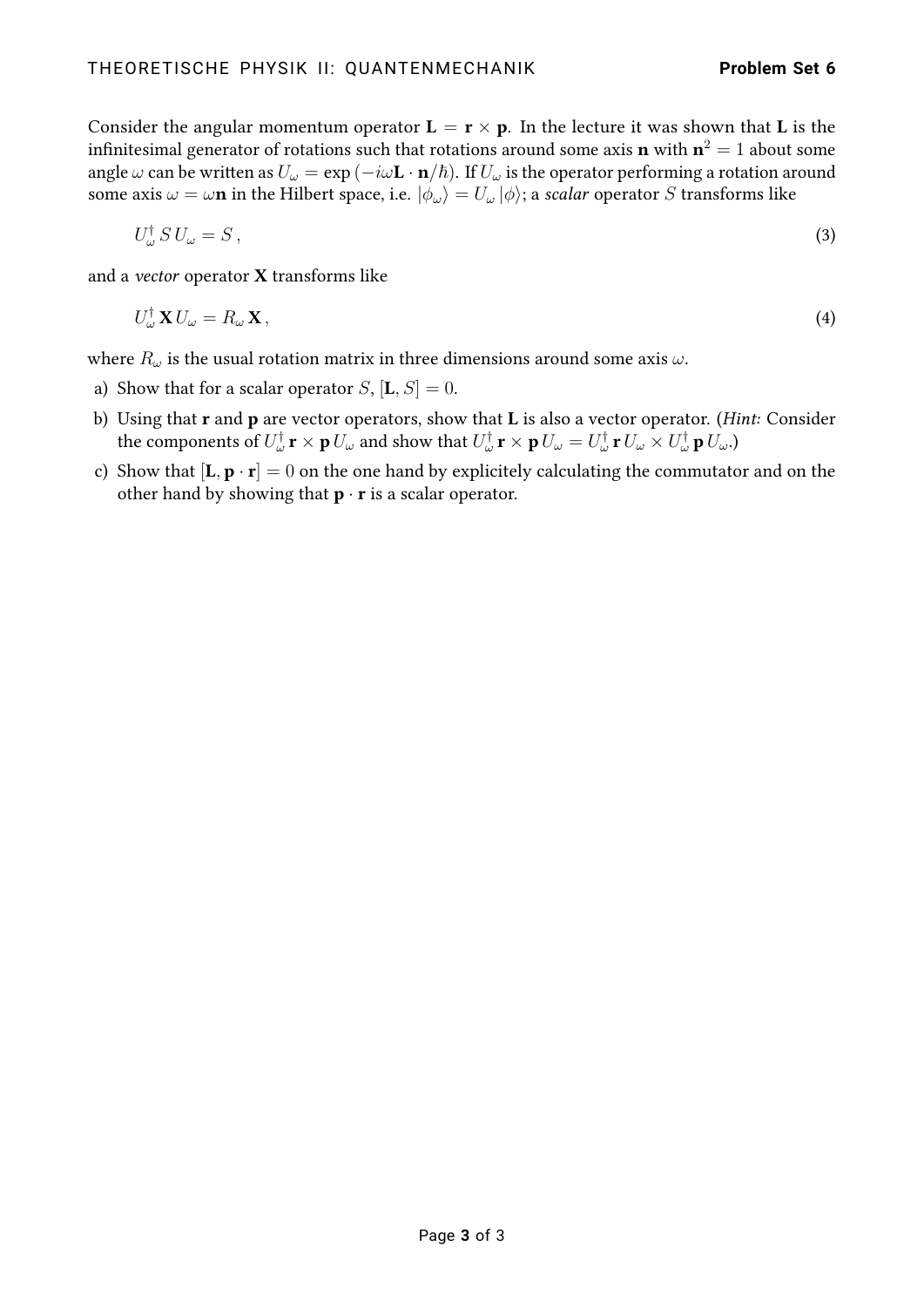Consider the angular momentum operator $\mathbf{L} = \mathbf{r} \times \mathbf{p}$. In the lecture it was shown that $\mathbf{L}$ is the infinitesimal generator of rotations such that rotations around some axis $\mathbf{n}$ with $\mathbf{n}^2 = 1$ about some angle $\omega$ can be written as $U_\omega = \exp\left(-i\omega \mathbf{L} \cdot \mathbf{n}/\hbar\right)$. If $U_\omega$ is the operator performing a rotation around some axis $\omega = \omega \mathbf{n}$ in the Hilbert space, i.e. $|\phi_\omega\rangle = U_\omega |\phi\rangle$; a *scalar* operator $S$ transforms like

$$U_\omega^\dagger \, S \, U_\omega = S \,, \tag{3}$$

and a *vector* operator $\mathbf{X}$ transforms like

$$U_\omega^\dagger \, \mathbf{X} \, U_\omega = R_\omega \, \mathbf{X} \,, \tag{4}$$

where $R_\omega$ is the usual rotation matrix in three dimensions around some axis $\omega$.

a) Show that for a scalar operator $S$, $[\mathbf{L}, S] = 0$.

b) Using that $\mathbf{r}$ and $\mathbf{p}$ are vector operators, show that $\mathbf{L}$ is also a vector operator. (*Hint:* Consider the components of $U_\omega^\dagger \, \mathbf{r} \times \mathbf{p} \, U_\omega$ and show that $U_\omega^\dagger \, \mathbf{r} \times \mathbf{p} \, U_\omega = U_\omega^\dagger \, \mathbf{r} \, U_\omega \times U_\omega^\dagger \, \mathbf{p} \, U_\omega$.)

c) Show that $[\mathbf{L}, \mathbf{p} \cdot \mathbf{r}] = 0$ on the one hand by explicitely calculating the commutator and on the other hand by showing that $\mathbf{p} \cdot \mathbf{r}$ is a scalar operator.